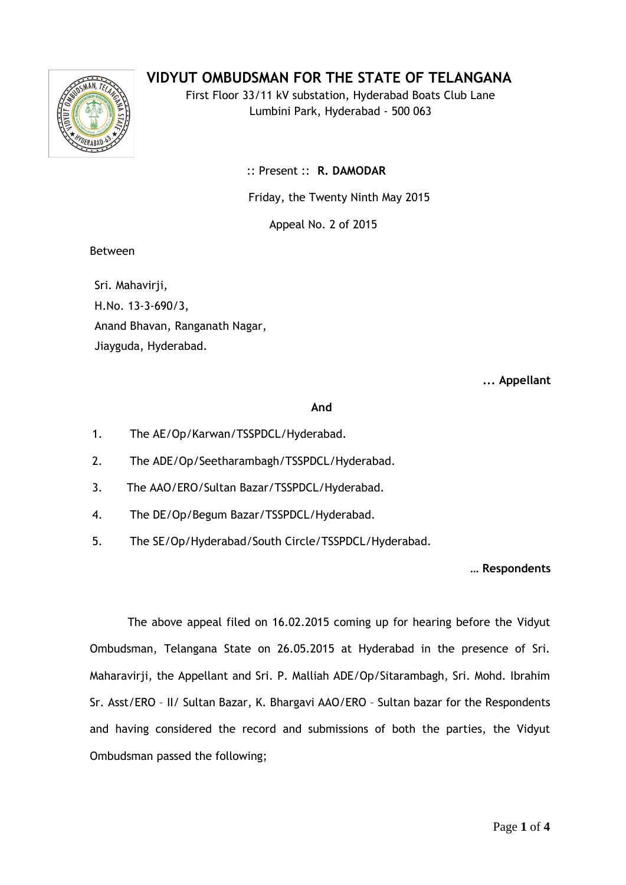# VIDYUT OMBUDSMAN FOR THE STATE OF TELANGANA

First Floor 33/11 kV substation, Hyderabad Boats Club Lane
Lumbini Park, Hyderabad - 500 063

:: Present :: **R. DAMODAR**

Friday, the Twenty Ninth May 2015

Appeal No. 2 of 2015

Between

Sri. Mahavirji,
H.No. 13-3-690/3,
Anand Bhavan, Ranganath Nagar,
Jiayguda, Hyderabad.

**... Appellant**

**And**

1. The AE/Op/Karwan/TSSPDCL/Hyderabad.
2. The ADE/Op/Seetharambagh/TSSPDCL/Hyderabad.
3. The AAO/ERO/Sultan Bazar/TSSPDCL/Hyderabad.
4. The DE/Op/Begum Bazar/TSSPDCL/Hyderabad.
5. The SE/Op/Hyderabad/South Circle/TSSPDCL/Hyderabad.

**… Respondents**

The above appeal filed on 16.02.2015 coming up for hearing before the Vidyut Ombudsman, Telangana State on 26.05.2015 at Hyderabad in the presence of Sri. Maharavirji, the Appellant and Sri. P. Malliah ADE/Op/Sitarambagh, Sri. Mohd. Ibrahim Sr. Asst/ERO – II/ Sultan Bazar, K. Bhargavi AAO/ERO – Sultan bazar for the Respondents and having considered the record and submissions of both the parties, the Vidyut Ombudsman passed the following;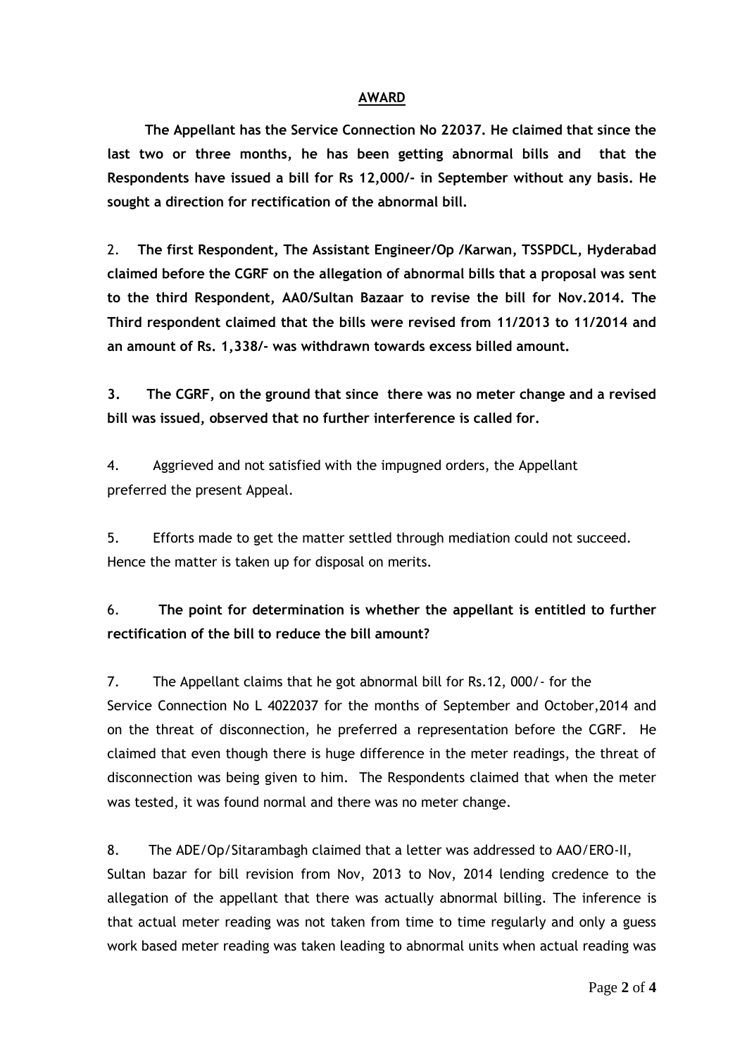## AWARD

**The Appellant has the Service Connection No 22037. He claimed that since the last two or three months, he has been getting abnormal bills and that the Respondents have issued a bill for Rs 12,000/- in September without any basis. He sought a direction for rectification of the abnormal bill.**

2. **The first Respondent, The Assistant Engineer/Op /Karwan, TSSPDCL, Hyderabad claimed before the CGRF on the allegation of abnormal bills that a proposal was sent to the third Respondent, AAO/Sultan Bazaar to revise the bill for Nov.2014. The Third respondent claimed that the bills were revised from 11/2013 to 11/2014 and an amount of Rs. 1,338/- was withdrawn towards excess billed amount.**

3. **The CGRF, on the ground that since there was no meter change and a revised bill was issued, observed that no further interference is called for.**

4. Aggrieved and not satisfied with the impugned orders, the Appellant preferred the present Appeal.

5. Efforts made to get the matter settled through mediation could not succeed. Hence the matter is taken up for disposal on merits.

6. **The point for determination is whether the appellant is entitled to further rectification of the bill to reduce the bill amount?**

7. The Appellant claims that he got abnormal bill for Rs.12, 000/- for the Service Connection No L 4022037 for the months of September and October,2014 and on the threat of disconnection, he preferred a representation before the CGRF. He claimed that even though there is huge difference in the meter readings, the threat of disconnection was being given to him. The Respondents claimed that when the meter was tested, it was found normal and there was no meter change.

8. The ADE/Op/Sitarambagh claimed that a letter was addressed to AAO/ERO-II, Sultan bazar for bill revision from Nov, 2013 to Nov, 2014 lending credence to the allegation of the appellant that there was actually abnormal billing. The inference is that actual meter reading was not taken from time to time regularly and only a guess work based meter reading was taken leading to abnormal units when actual reading was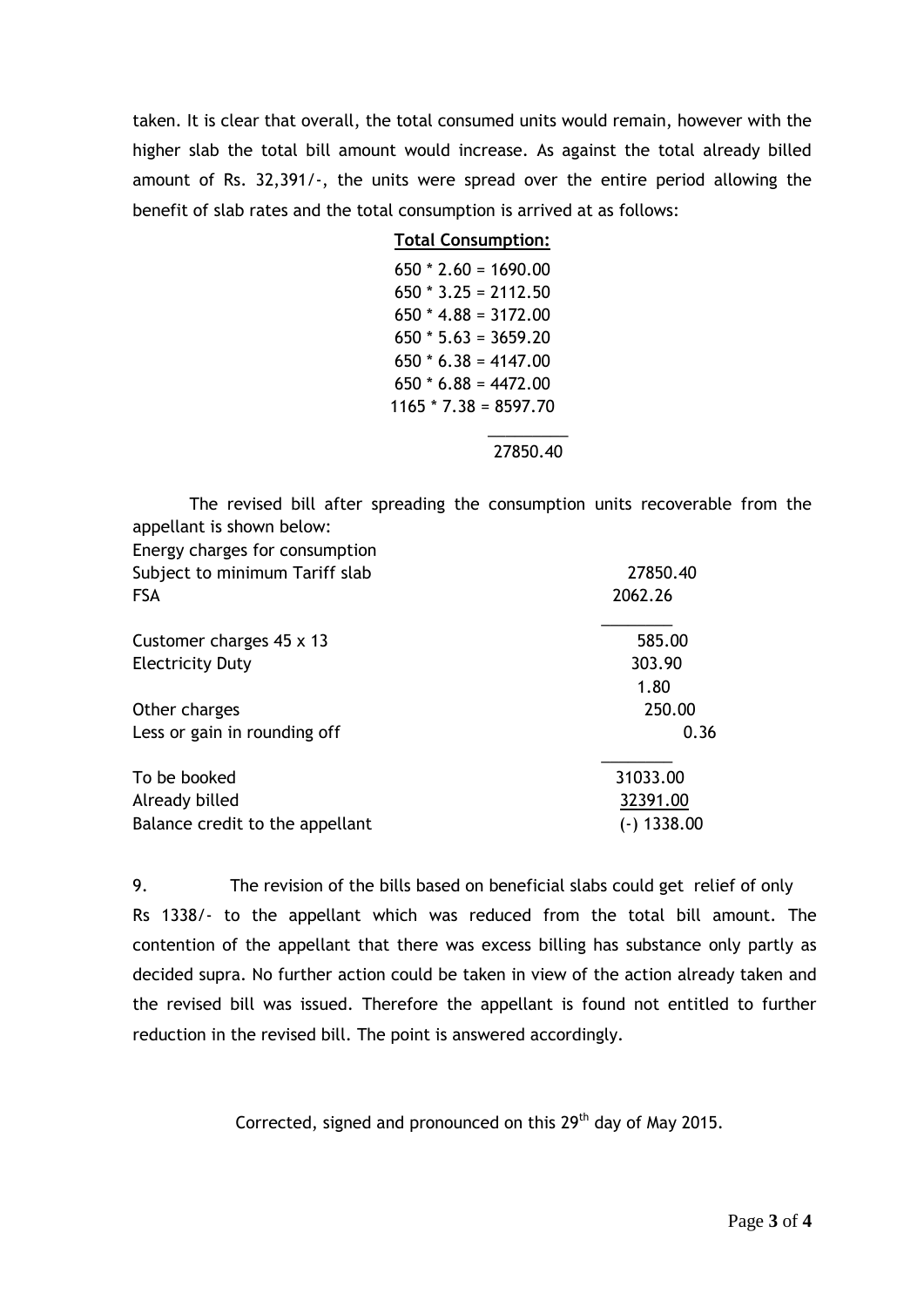taken. It is clear that overall, the total consumed units would remain, however with the higher slab the total bill amount would increase. As against the total already billed amount of Rs. 32,391/-, the units were spread over the entire period allowing the benefit of slab rates and the total consumption is arrived at as follows:

**Total Consumption:**

650 * 2.60 = 1690.00
650 * 3.25 = 2112.50
650 * 4.88 = 3172.00
650 * 5.63 = 3659.20
650 * 6.38 = 4147.00
650 * 6.88 = 4472.00
1165 * 7.38 = 8597.70
_________
27850.40

The revised bill after spreading the consumption units recoverable from the appellant is shown below:

| | |
|---|---|
| Energy charges for consumption Subject to minimum Tariff slab | 27850.40 |
| FSA | 2062.26 |
| Customer charges 45 x 13 | 585.00 |
| Electricity Duty | 303.90 |
| | 1.80 |
| Other charges | 250.00 |
| Less or gain in rounding off | 0.36 |
| To be booked | 31033.00 |
| Already billed | 32391.00 |
| Balance credit to the appellant | (-) 1338.00 |

9. The revision of the bills based on beneficial slabs could get relief of only Rs 1338/- to the appellant which was reduced from the total bill amount. The contention of the appellant that there was excess billing has substance only partly as decided supra. No further action could be taken in view of the action already taken and the revised bill was issued. Therefore the appellant is found not entitled to further reduction in the revised bill. The point is answered accordingly.

Corrected, signed and pronounced on this 29th day of May 2015.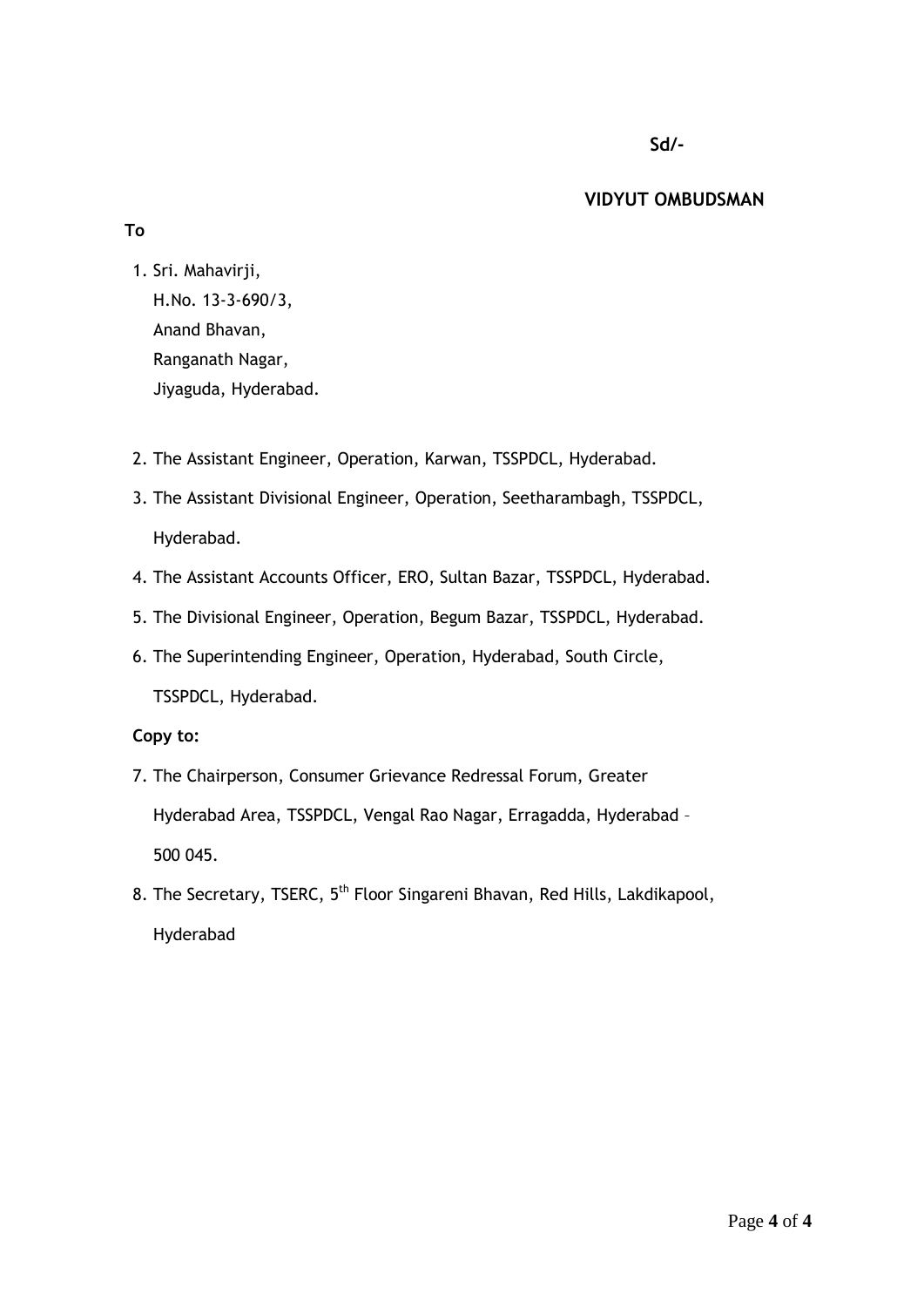**Sd/-**

**VIDYUT OMBUDSMAN**

**To**

1. Sri. Mahavirji,
   H.No. 13-3-690/3,
   Anand Bhavan,
   Ranganath Nagar,
   Jiyaguda, Hyderabad.

2. The Assistant Engineer, Operation, Karwan, TSSPDCL, Hyderabad.
3. The Assistant Divisional Engineer, Operation, Seetharambagh, TSSPDCL, Hyderabad.
4. The Assistant Accounts Officer, ERO, Sultan Bazar, TSSPDCL, Hyderabad.
5. The Divisional Engineer, Operation, Begum Bazar, TSSPDCL, Hyderabad.
6. The Superintending Engineer, Operation, Hyderabad, South Circle, TSSPDCL, Hyderabad.

**Copy to:**

7. The Chairperson, Consumer Grievance Redressal Forum, Greater Hyderabad Area, TSSPDCL, Vengal Rao Nagar, Erragadda, Hyderabad – 500 045.
8. The Secretary, TSERC, 5th Floor Singareni Bhavan, Red Hills, Lakdikapool, Hyderabad